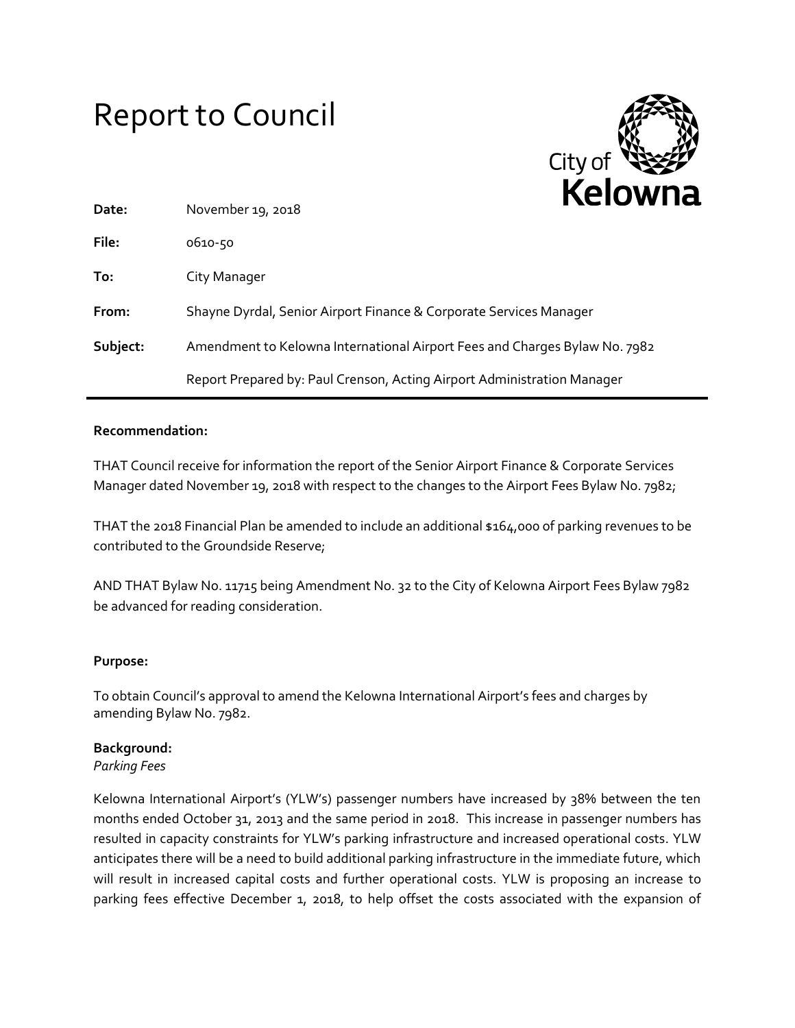# Report to Council

City of **Kelowna**

**Date:** November 19, 2018

**File:** 0610-50

**To:** City Manager

**From:** Shayne Dyrdal, Senior Airport Finance & Corporate Services Manager

**Subject:** Amendment to Kelowna International Airport Fees and Charges Bylaw No. 7982

Report Prepared by: Paul Crenson, Acting Airport Administration Manager

---

**Recommendation:**

THAT Council receive for information the report of the Senior Airport Finance & Corporate Services Manager dated November 19, 2018 with respect to the changes to the Airport Fees Bylaw No. 7982;

THAT the 2018 Financial Plan be amended to include an additional $164,000 of parking revenues to be contributed to the Groundside Reserve;

AND THAT Bylaw No. 11715 being Amendment No. 32 to the City of Kelowna Airport Fees Bylaw 7982 be advanced for reading consideration.

**Purpose:**

To obtain Council's approval to amend the Kelowna International Airport's fees and charges by amending Bylaw No. 7982.

**Background:**

*Parking Fees*

Kelowna International Airport's (YLW's) passenger numbers have increased by 38% between the ten months ended October 31, 2013 and the same period in 2018. This increase in passenger numbers has resulted in capacity constraints for YLW's parking infrastructure and increased operational costs. YLW anticipates there will be a need to build additional parking infrastructure in the immediate future, which will result in increased capital costs and further operational costs. YLW is proposing an increase to parking fees effective December 1, 2018, to help offset the costs associated with the expansion of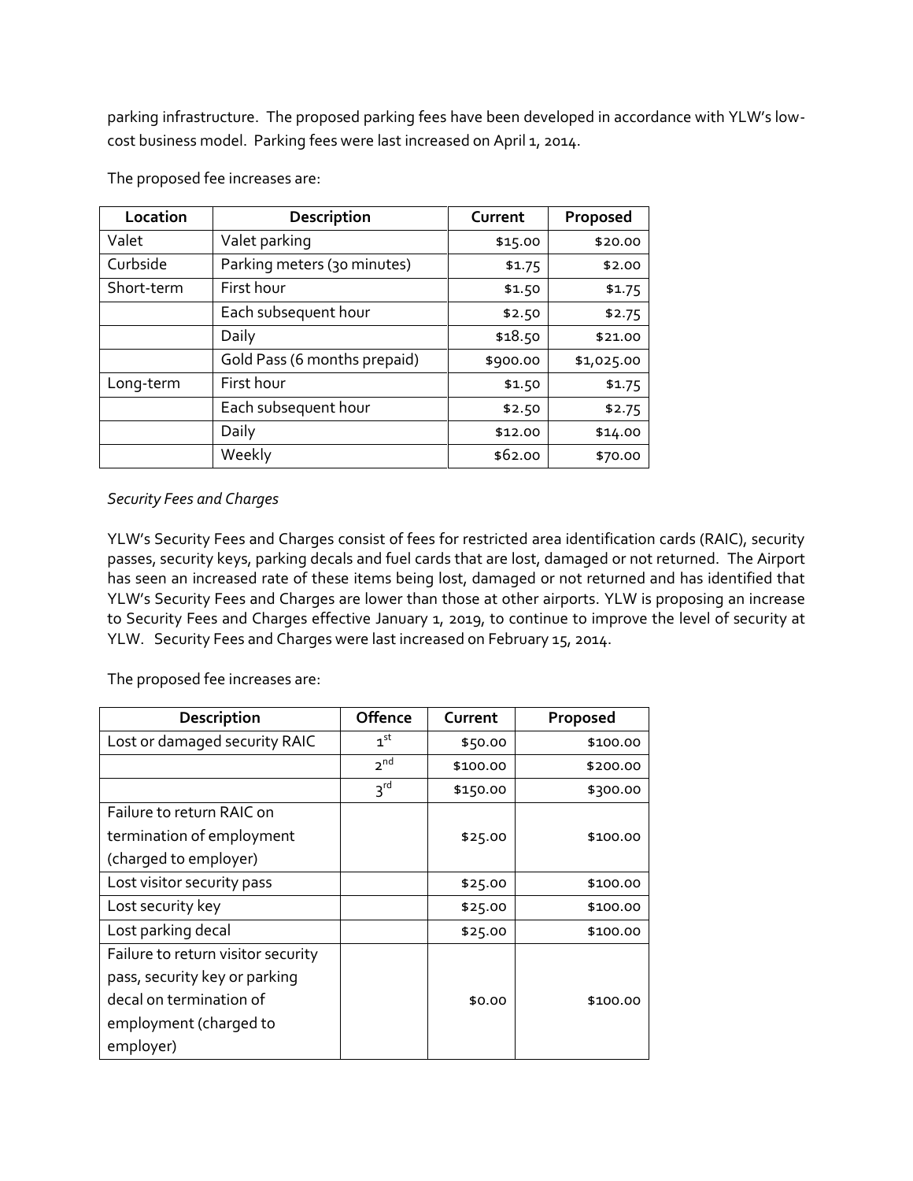parking infrastructure. The proposed parking fees have been developed in accordance with YLW's low-cost business model. Parking fees were last increased on April 1, 2014.

The proposed fee increases are:

| Location | Description | Current | Proposed |
|---|---|---|---|
| Valet | Valet parking | $15.00 | $20.00 |
| Curbside | Parking meters (30 minutes) | $1.75 | $2.00 |
| Short-term | First hour | $1.50 | $1.75 |
| | Each subsequent hour | $2.50 | $2.75 |
| | Daily | $18.50 | $21.00 |
| | Gold Pass (6 months prepaid) | $900.00 | $1,025.00 |
| Long-term | First hour | $1.50 | $1.75 |
| | Each subsequent hour | $2.50 | $2.75 |
| | Daily | $12.00 | $14.00 |
| | Weekly | $62.00 | $70.00 |

*Security Fees and Charges*

YLW's Security Fees and Charges consist of fees for restricted area identification cards (RAIC), security passes, security keys, parking decals and fuel cards that are lost, damaged or not returned. The Airport has seen an increased rate of these items being lost, damaged or not returned and has identified that YLW's Security Fees and Charges are lower than those at other airports. YLW is proposing an increase to Security Fees and Charges effective January 1, 2019, to continue to improve the level of security at YLW. Security Fees and Charges were last increased on February 15, 2014.

The proposed fee increases are:

| Description | Offence | Current | Proposed |
|---|---|---|---|
| Lost or damaged security RAIC | 1st | $50.00 | $100.00 |
| | 2nd | $100.00 | $200.00 |
| | 3rd | $150.00 | $300.00 |
| Failure to return RAIC on termination of employment (charged to employer) | | $25.00 | $100.00 |
| Lost visitor security pass | | $25.00 | $100.00 |
| Lost security key | | $25.00 | $100.00 |
| Lost parking decal | | $25.00 | $100.00 |
| Failure to return visitor security pass, security key or parking decal on termination of employment (charged to employer) | | $0.00 | $100.00 |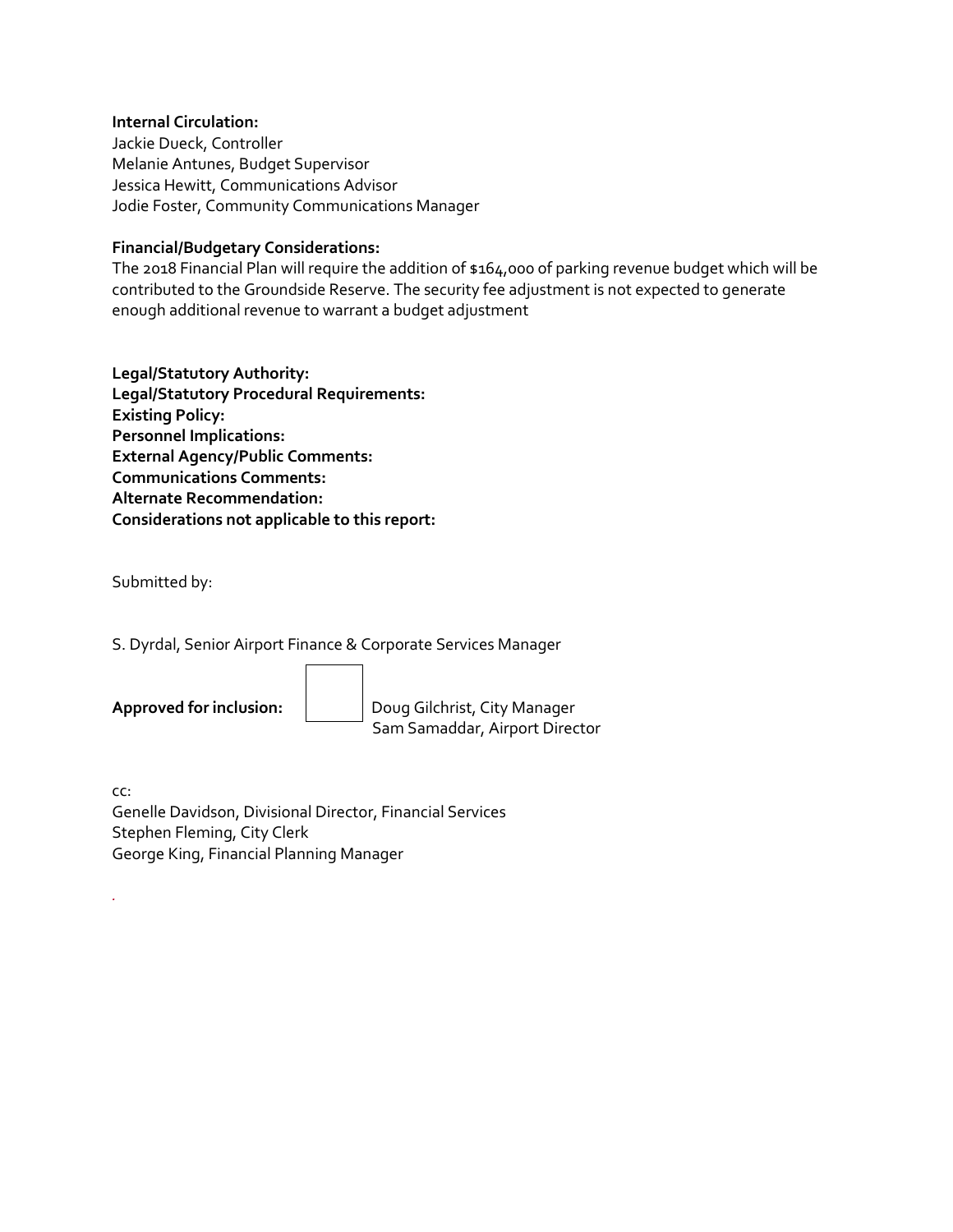**Internal Circulation:**
Jackie Dueck, Controller
Melanie Antunes, Budget Supervisor
Jessica Hewitt, Communications Advisor
Jodie Foster, Community Communications Manager

**Financial/Budgetary Considerations:**
The 2018 Financial Plan will require the addition of $164,000 of parking revenue budget which will be contributed to the Groundside Reserve. The security fee adjustment is not expected to generate enough additional revenue to warrant a budget adjustment

**Legal/Statutory Authority:**
**Legal/Statutory Procedural Requirements:**
**Existing Policy:**
**Personnel Implications:**
**External Agency/Public Comments:**
**Communications Comments:**
**Alternate Recommendation:**
**Considerations not applicable to this report:**

Submitted by:

S. Dyrdal, Senior Airport Finance & Corporate Services Manager

**Approved for inclusion:** Doug Gilchrist, City Manager
Sam Samaddar, Airport Director

cc:
Genelle Davidson, Divisional Director, Financial Services
Stephen Fleming, City Clerk
George King, Financial Planning Manager